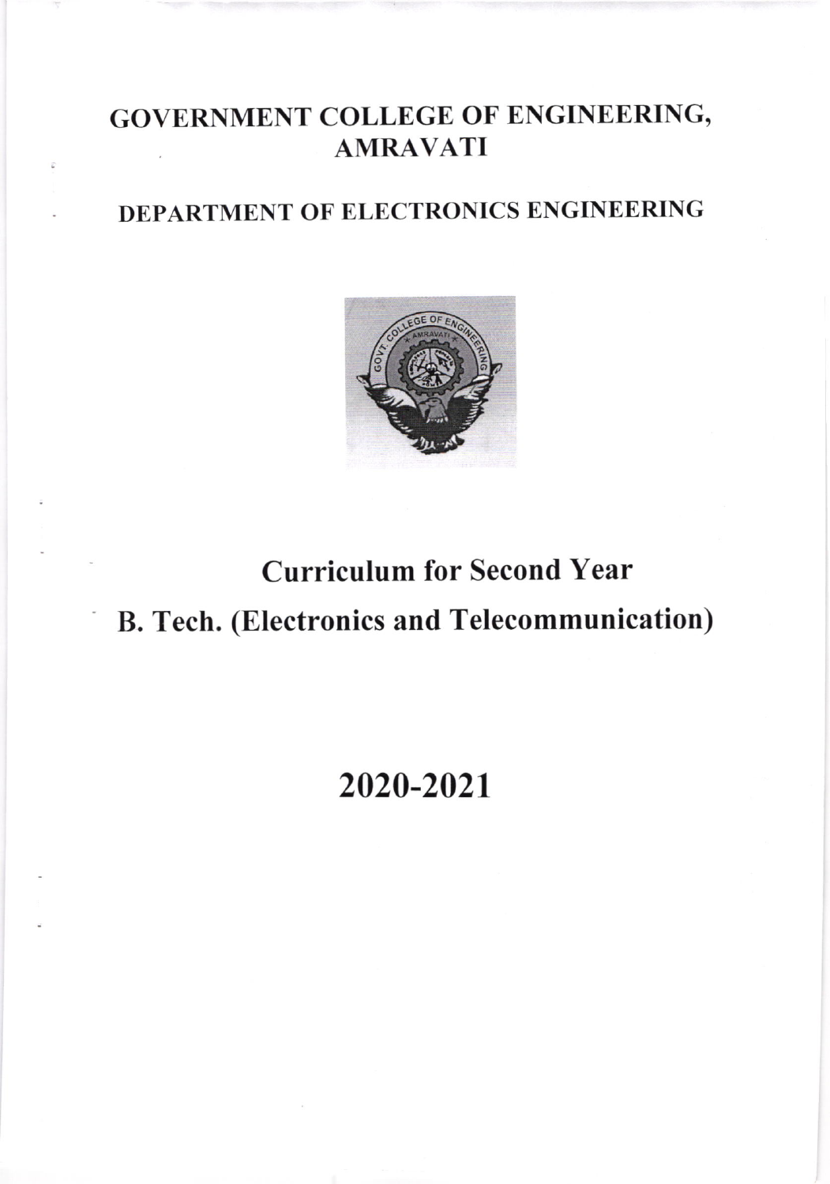# GOVERNMENT COLLEGE OF ENGINEERING, AMRAVATI

## DEPARTMENT OF ELECTRONICS ENGINEERING

# Curriculum for Second Year

# B. Tech. (Electronics and Telecommunication)

# 2020-2021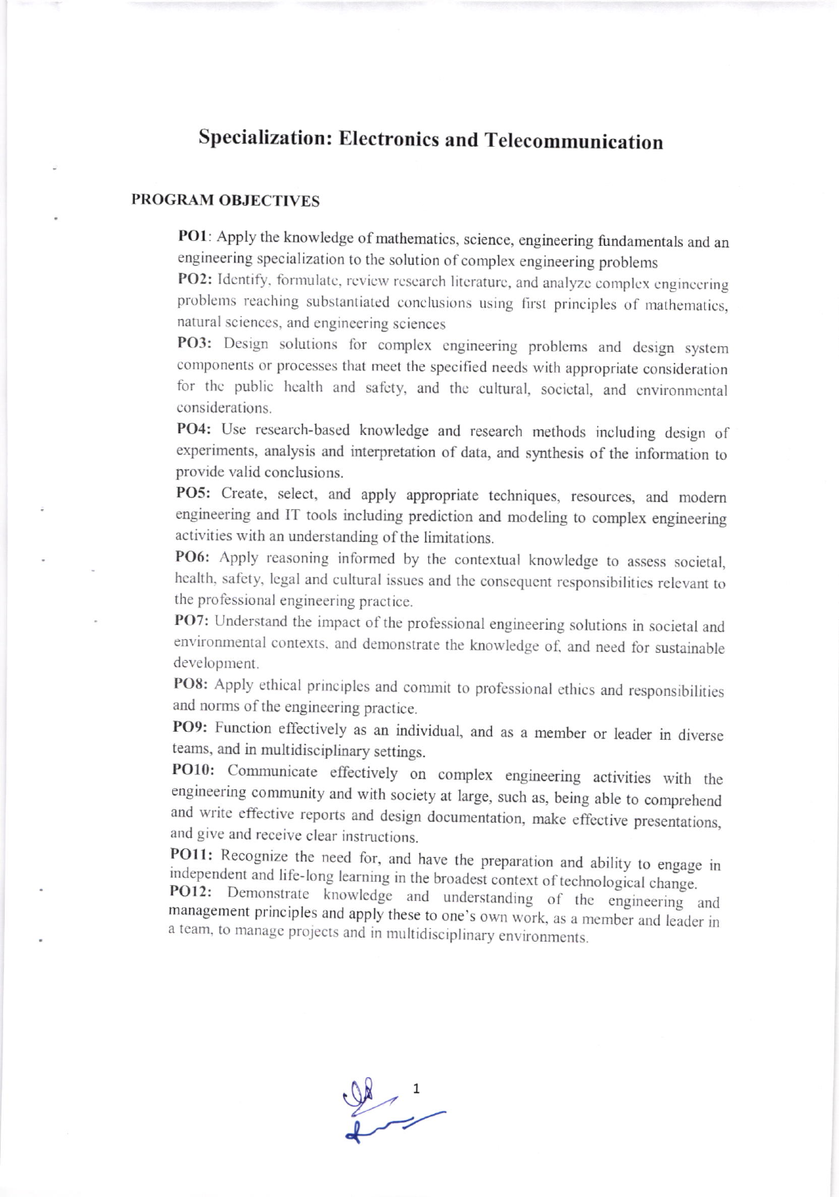# Specialization: Electronics and Telecommunication

## PROGRAM OBJECTIVES

**PO1**: Apply the knowledge of mathematics, science, engineering fundamentals and an engineering specialization to the solution of complex engineering problems

**PO2:** Identify, formulate, review research literature, and analyze complex engineering problems reaching substantiated conclusions using first principles of mathematics, natural sciences, and engineering sciences

**PO3:** Design solutions for complex engineering problems and design system components or processes that meet the specified needs with appropriate consideration for the public health and safety, and the cultural, societal, and environmental considerations.

**PO4:** Use research-based knowledge and research methods including design of experiments, analysis and interpretation of data, and synthesis of the information to provide valid conclusions.

**PO5:** Create, select, and apply appropriate techniques, resources, and modern engineering and IT tools including prediction and modeling to complex engineering activities with an understanding of the limitations.

**PO6:** Apply reasoning informed by the contextual knowledge to assess societal, health, safety, legal and cultural issues and the consequent responsibilities relevant to the professional engineering practice.

**PO7:** Understand the impact of the professional engineering solutions in societal and environmental contexts, and demonstrate the knowledge of, and need for sustainable development.

**PO8:** Apply ethical principles and commit to professional ethics and responsibilities and norms of the engineering practice.

**PO9:** Function effectively as an individual, and as a member or leader in diverse teams, and in multidisciplinary settings.

**PO10:** Communicate effectively on complex engineering activities with the engineering community and with society at large, such as, being able to comprehend and write effective reports and design documentation, make effective presentations, and give and receive clear instructions.

**PO11:** Recognize the need for, and have the preparation and ability to engage in independent and life-long learning in the broadest context of technological change.

**PO12:** Demonstrate knowledge and understanding of the engineering and management principles and apply these to one's own work, as a member and leader in a team, to manage projects and in multidisciplinary environments.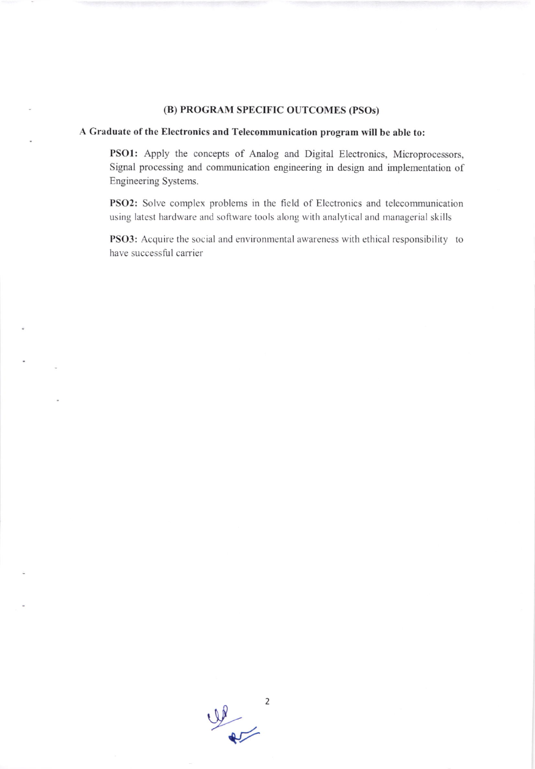## (B) PROGRAM SPECIFIC OUTCOMES (PSOs)

**A Graduate of the Electronics and Telecommunication program will be able to:**

**PSO1:** Apply the concepts of Analog and Digital Electronics, Microprocessors, Signal processing and communication engineering in design and implementation of Engineering Systems.

**PSO2:** Solve complex problems in the field of Electronics and telecommunication using latest hardware and software tools along with analytical and managerial skills

**PSO3:** Acquire the social and environmental awareness with ethical responsibility to have successful carrier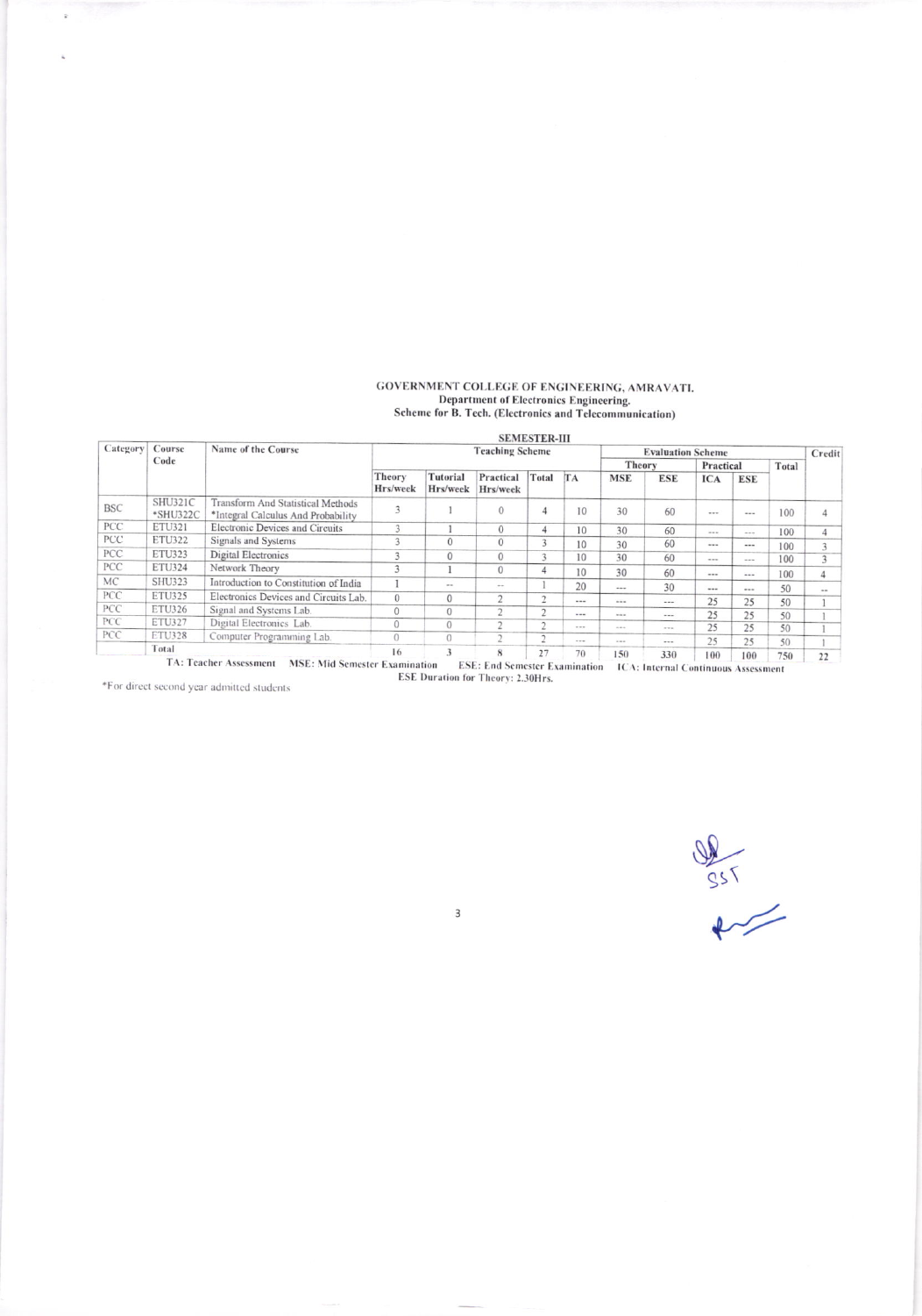# GOVERNMENT COLLEGE OF ENGINEERING, AMRAVATI.

## Department of Electronics Engineering.

### Scheme for B. Tech. (Electronics and Telecommunication)

**SEMESTER-III**

| Category | Course Code | Name of the Course | Teaching Scheme | | | | Evaluation Scheme | | | | | | Credit |
|---|---|---|---|---|---|---|---|---|---|---|---|---|---|
| | | | | | | | | Theory | | Practical | | Total | |
| | | | Theory Hrs/week | Tutorial Hrs/week | Practical Hrs/week | Total | TA | MSE | ESE | ICA | ESE | | |
| BSC | SHU321C *SHU322C | Transform And Statistical Methods *Integral Calculus And Probability | 3 | 1 | 0 | 4 | 10 | 30 | 60 | --- | --- | 100 | 4 |
| PCC | ETU321 | Electronic Devices and Circuits | 3 | 1 | 0 | 4 | 10 | 30 | 60 | --- | --- | 100 | 4 |
| PCC | ETU322 | Signals and Systems | 3 | 0 | 0 | 3 | 10 | 30 | 60 | --- | --- | 100 | 3 |
| PCC | ETU323 | Digital Electronics | 3 | 0 | 0 | 3 | 10 | 30 | 60 | --- | --- | 100 | 3 |
| PCC | ETU324 | Network Theory | 3 | 1 | 0 | 4 | 10 | 30 | 60 | --- | --- | 100 | 4 |
| MC | SHU323 | Introduction to Constitution of India | 1 | -- | -- | 1 | 20 | --- | 30 | --- | --- | 50 | -- |
| PCC | ETU325 | Electronics Devices and Circuits Lab. | 0 | 0 | 2 | 2 | --- | --- | --- | 25 | 25 | 50 | 1 |
| PCC | ETU326 | Signal and Systems Lab. | 0 | 0 | 2 | 2 | --- | --- | --- | 25 | 25 | 50 | 1 |
| PCC | ETU327 | Digital Electronics Lab. | 0 | 0 | 2 | 2 | --- | --- | --- | 25 | 25 | 50 | 1 |
| PCC | ETU328 | Computer Programming Lab. | 0 | 0 | 2 | 2 | --- | --- | --- | 25 | 25 | 50 | 1 |
| | Total | | 16 | 3 | 8 | 27 | 70 | 150 | 330 | 100 | 100 | 750 | 22 |

TA: Teacher Assessment MSE: Mid Semester Examination ESE: End Semester Examination ICA: Internal Continuous Assessment

ESE Duration for Theory: 2.30Hrs.

*For direct second year admitted students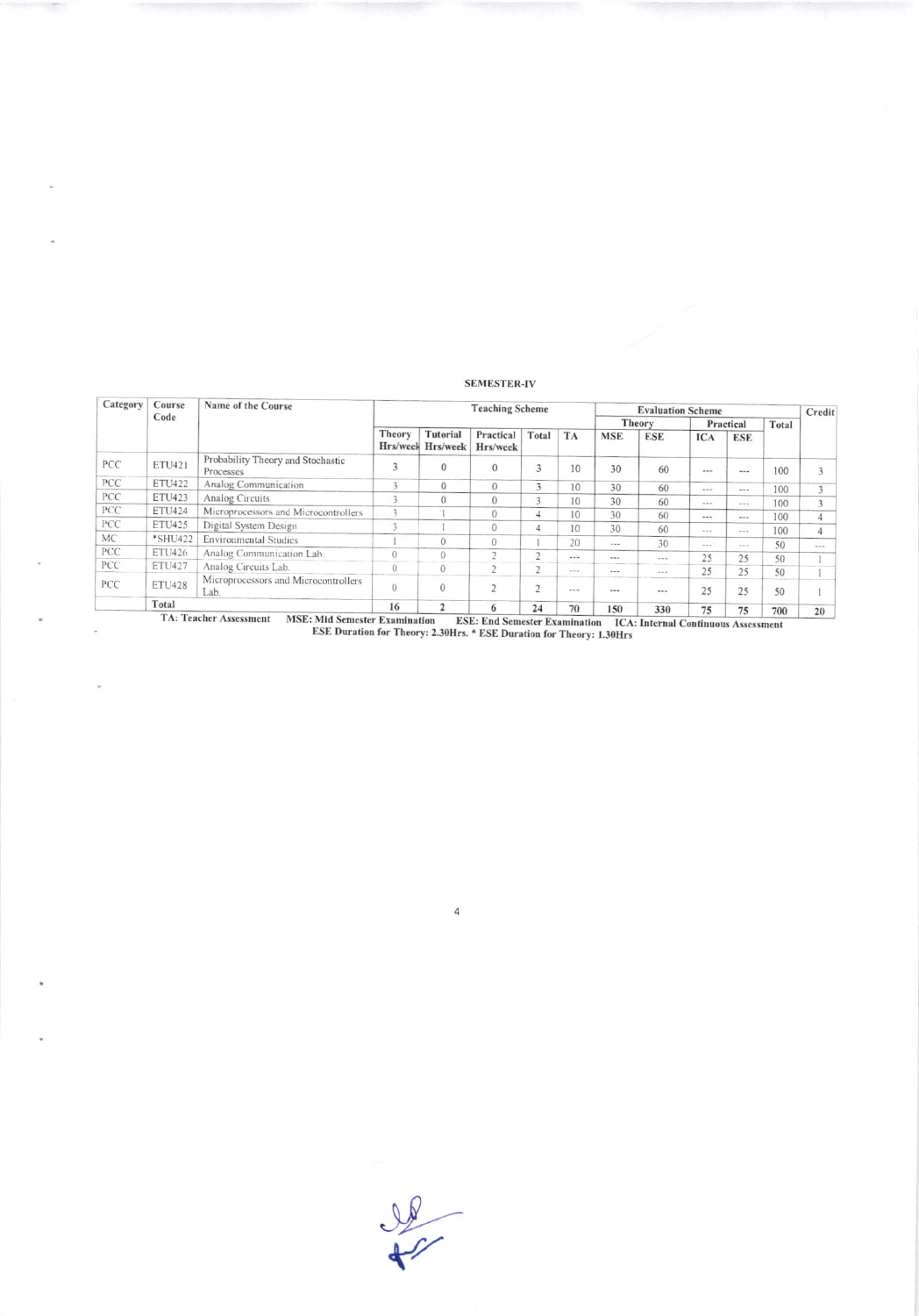## SEMESTER-IV

| Category | Course Code | Name of the Course | Teaching Scheme | | | | | Evaluation Scheme | | | | | Credit |
|---|---|---|---|---|---|---|---|---|---|---|---|---|---|
| | | | Theory Hrs/week | Tutorial Hrs/week | Practical Hrs/week | Total | TA | Theory | | Practical | | Total | |
| | | | | | | | | MSE | ESE | ICA | ESE | | |
| PCC | ETU421 | Probability Theory and Stochastic Processes | 3 | 0 | 0 | 3 | 10 | 30 | 60 | --- | --- | 100 | 3 |
| PCC | ETU422 | Analog Communication | 3 | 0 | 0 | 3 | 10 | 30 | 60 | --- | --- | 100 | 3 |
| PCC | ETU423 | Analog Circuits | 3 | 0 | 0 | 3 | 10 | 30 | 60 | --- | --- | 100 | 3 |
| PCC | ETU424 | Microprocessors and Microcontrollers | 3 | 1 | 0 | 4 | 10 | 30 | 60 | --- | --- | 100 | 4 |
| PCC | ETU425 | Digital System Design | 3 | 1 | 0 | 4 | 10 | 30 | 60 | --- | --- | 100 | 4 |
| MC | *SHU422 | Environmental Studies | 1 | 0 | 0 | 1 | 20 | --- | 30 | --- | --- | 50 | --- |
| PCC | ETU426 | Analog Communication Lab. | 0 | 0 | 2 | 2 | --- | --- | --- | 25 | 25 | 50 | 1 |
| PCC | ETU427 | Analog Circuits Lab. | 0 | 0 | 2 | 2 | --- | --- | --- | 25 | 25 | 50 | 1 |
| PCC | ETU428 | Microprocessors and Microcontrollers Lab. | 0 | 0 | 2 | 2 | --- | --- | --- | 25 | 25 | 50 | 1 |
| | Total | | 16 | 2 | 6 | 24 | 70 | 150 | 330 | 75 | 75 | 700 | 20 |

TA: Teacher Assessment  MSE: Mid Semester Examination  ESE: End Semester Examination  ICA: Internal Continuous Assessment

ESE Duration for Theory: 2.30Hrs. * ESE Duration for Theory: 1.30Hrs